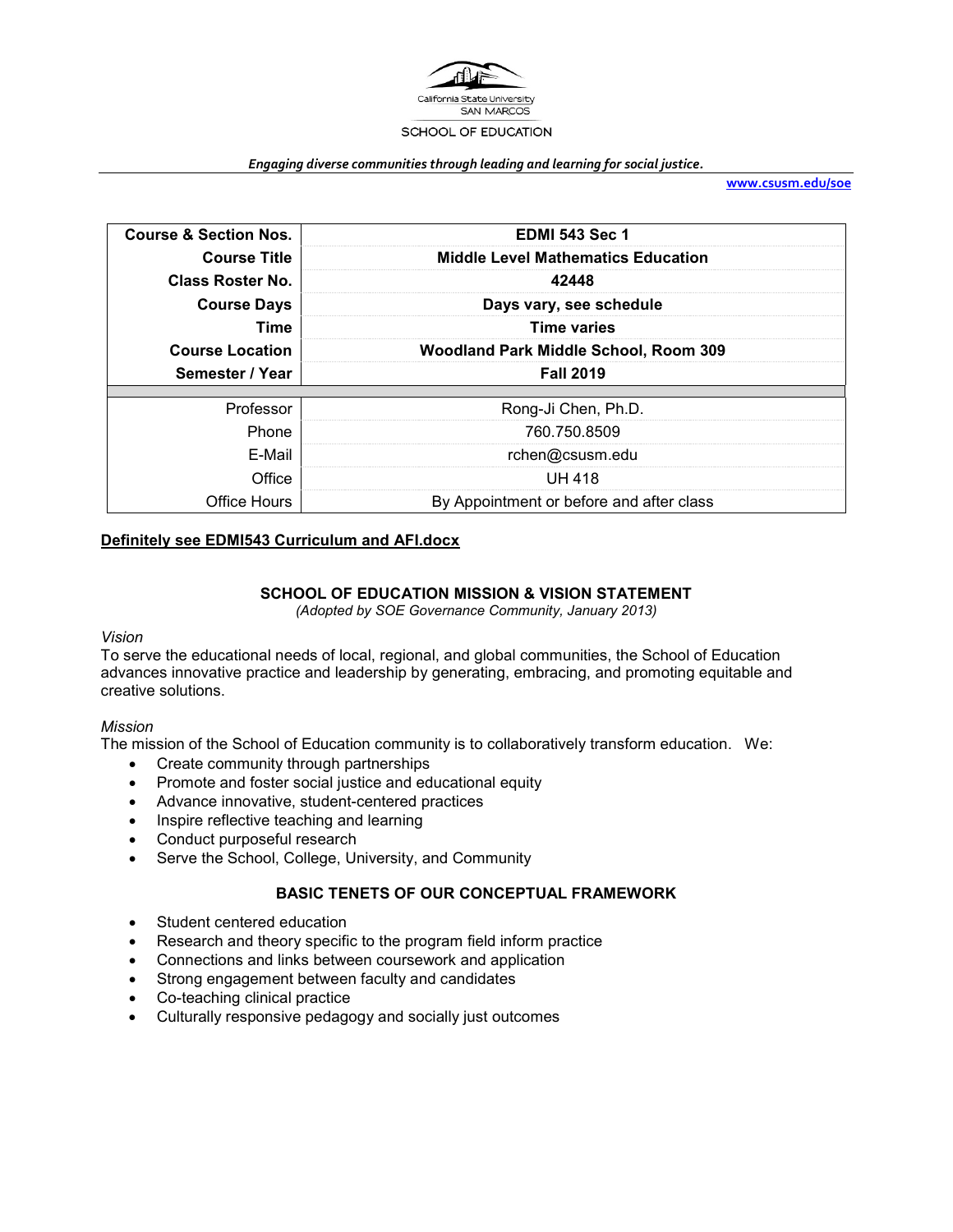California State University SAN MARCOS

SCHOOL OF EDUCATION

*Engaging diverse communities through leading and learning for social justice.*

**www.csusm.edu/soe**

| **Course & Section Nos.** | **EDMI 543 Sec 1** |
|---|---|
| **Course Title** | **Middle Level Mathematics Education** |
| **Class Roster No.** | **42448** |
| **Course Days** | **Days vary, see schedule** |
| **Time** | **Time varies** |
| **Course Location** | **Woodland Park Middle School, Room 309** |
| **Semester / Year** | **Fall 2019** |
| Professor | Rong-Ji Chen, Ph.D. |
| Phone | 760.750.8509 |
| E-Mail | rchen@csusm.edu |
| Office | UH 418 |
| Office Hours | By Appointment or before and after class |

**Definitely see EDMI543 Curriculum and AFI.docx**

## SCHOOL OF EDUCATION MISSION & VISION STATEMENT

*(Adopted by SOE Governance Community, January 2013)*

*Vision*

To serve the educational needs of local, regional, and global communities, the School of Education advances innovative practice and leadership by generating, embracing, and promoting equitable and creative solutions.

*Mission*

The mission of the School of Education community is to collaboratively transform education. We:

- Create community through partnerships
- Promote and foster social justice and educational equity
- Advance innovative, student-centered practices
- Inspire reflective teaching and learning
- Conduct purposeful research
- Serve the School, College, University, and Community

## BASIC TENETS OF OUR CONCEPTUAL FRAMEWORK

- Student centered education
- Research and theory specific to the program field inform practice
- Connections and links between coursework and application
- Strong engagement between faculty and candidates
- Co-teaching clinical practice
- Culturally responsive pedagogy and socially just outcomes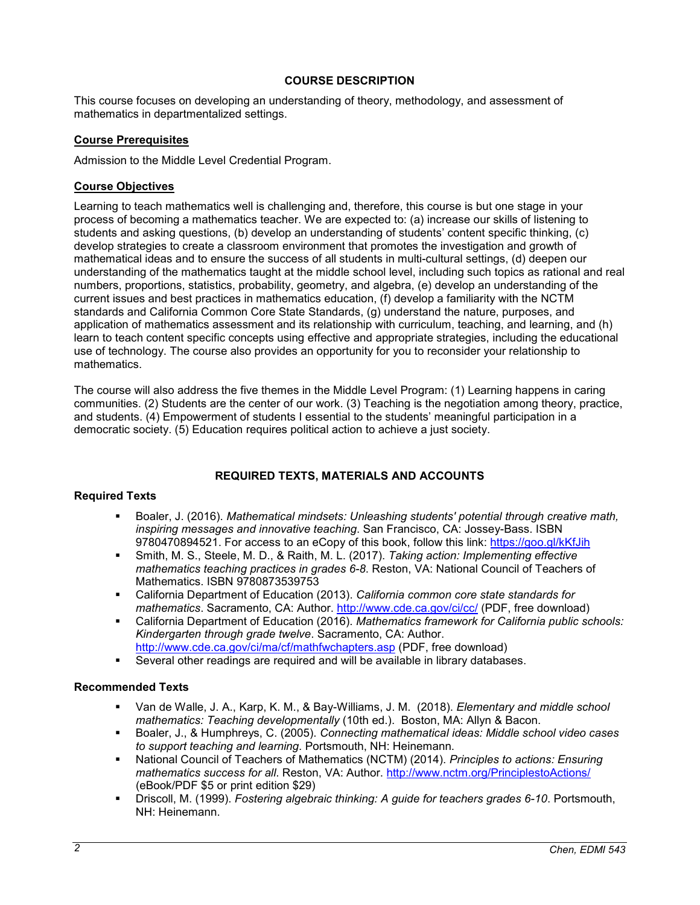## COURSE DESCRIPTION

This course focuses on developing an understanding of theory, methodology, and assessment of mathematics in departmentalized settings.

### Course Prerequisites

Admission to the Middle Level Credential Program.

### Course Objectives

Learning to teach mathematics well is challenging and, therefore, this course is but one stage in your process of becoming a mathematics teacher. We are expected to: (a) increase our skills of listening to students and asking questions, (b) develop an understanding of students' content specific thinking, (c) develop strategies to create a classroom environment that promotes the investigation and growth of mathematical ideas and to ensure the success of all students in multi-cultural settings, (d) deepen our understanding of the mathematics taught at the middle school level, including such topics as rational and real numbers, proportions, statistics, probability, geometry, and algebra, (e) develop an understanding of the current issues and best practices in mathematics education, (f) develop a familiarity with the NCTM standards and California Common Core State Standards, (g) understand the nature, purposes, and application of mathematics assessment and its relationship with curriculum, teaching, and learning, and (h) learn to teach content specific concepts using effective and appropriate strategies, including the educational use of technology. The course also provides an opportunity for you to reconsider your relationship to mathematics.

The course will also address the five themes in the Middle Level Program: (1) Learning happens in caring communities. (2) Students are the center of our work. (3) Teaching is the negotiation among theory, practice, and students. (4) Empowerment of students I essential to the students' meaningful participation in a democratic society. (5) Education requires political action to achieve a just society.

## REQUIRED TEXTS, MATERIALS AND ACCOUNTS

### Required Texts

- Boaler, J. (2016). *Mathematical mindsets: Unleashing students' potential through creative math, inspiring messages and innovative teaching*. San Francisco, CA: Jossey-Bass. ISBN 9780470894521. For access to an eCopy of this book, follow this link: https://goo.gl/kKfJih
- Smith, M. S., Steele, M. D., & Raith, M. L. (2017). *Taking action: Implementing effective mathematics teaching practices in grades 6-8*. Reston, VA: National Council of Teachers of Mathematics. ISBN 9780873539753
- California Department of Education (2013). *California common core state standards for mathematics*. Sacramento, CA: Author. http://www.cde.ca.gov/ci/cc/ (PDF, free download)
- California Department of Education (2016). *Mathematics framework for California public schools: Kindergarten through grade twelve*. Sacramento, CA: Author. http://www.cde.ca.gov/ci/ma/cf/mathfwchapters.asp (PDF, free download)
- Several other readings are required and will be available in library databases.

### Recommended Texts

- Van de Walle, J. A., Karp, K. M., & Bay-Williams, J. M. (2018). *Elementary and middle school mathematics: Teaching developmentally* (10th ed.). Boston, MA: Allyn & Bacon.
- Boaler, J., & Humphreys, C. (2005). *Connecting mathematical ideas: Middle school video cases to support teaching and learning*. Portsmouth, NH: Heinemann.
- National Council of Teachers of Mathematics (NCTM) (2014). *Principles to actions: Ensuring mathematics success for all*. Reston, VA: Author. http://www.nctm.org/PrinciplestoActions/ (eBook/PDF $5 or print edition $29)
- Driscoll, M. (1999). *Fostering algebraic thinking: A guide for teachers grades 6-10*. Portsmouth, NH: Heinemann.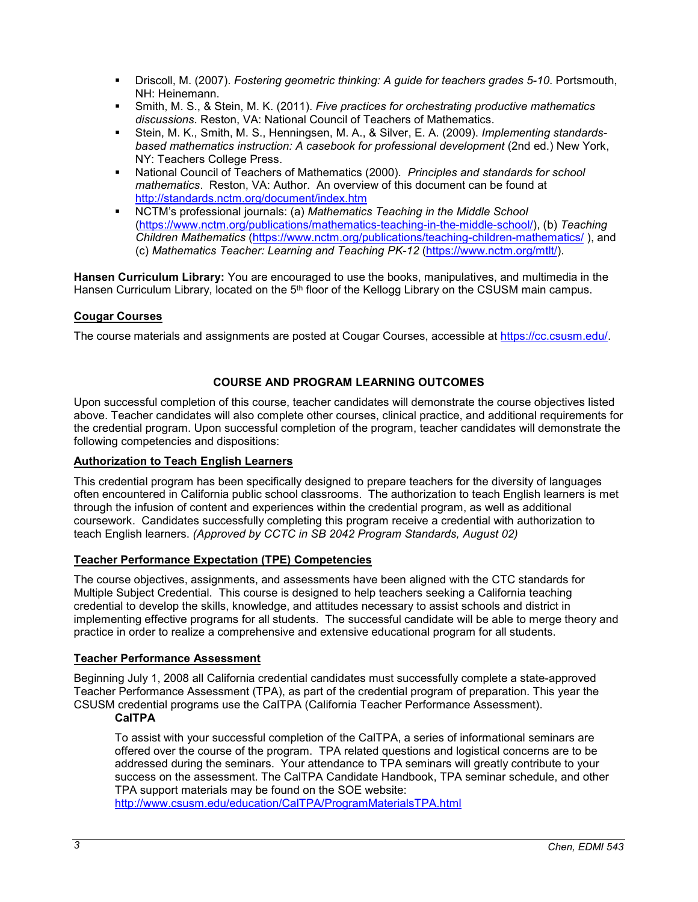- Driscoll, M. (2007). *Fostering geometric thinking: A guide for teachers grades 5-10*. Portsmouth, NH: Heinemann.
- Smith, M. S., & Stein, M. K. (2011). *Five practices for orchestrating productive mathematics discussions*. Reston, VA: National Council of Teachers of Mathematics.
- Stein, M. K., Smith, M. S., Henningsen, M. A., & Silver, E. A. (2009). *Implementing standards-based mathematics instruction: A casebook for professional development* (2nd ed.) New York, NY: Teachers College Press.
- National Council of Teachers of Mathematics (2000). *Principles and standards for school mathematics*. Reston, VA: Author. An overview of this document can be found at http://standards.nctm.org/document/index.htm
- NCTM's professional journals: (a) *Mathematics Teaching in the Middle School* (https://www.nctm.org/publications/mathematics-teaching-in-the-middle-school/), (b) *Teaching Children Mathematics* (https://www.nctm.org/publications/teaching-children-mathematics/ ), and (c) *Mathematics Teacher: Learning and Teaching PK-12* (https://www.nctm.org/mtlt/).

**Hansen Curriculum Library:** You are encouraged to use the books, manipulatives, and multimedia in the Hansen Curriculum Library, located on the 5th floor of the Kellogg Library on the CSUSM main campus.

### Cougar Courses

The course materials and assignments are posted at Cougar Courses, accessible at https://cc.csusm.edu/.

## COURSE AND PROGRAM LEARNING OUTCOMES

Upon successful completion of this course, teacher candidates will demonstrate the course objectives listed above. Teacher candidates will also complete other courses, clinical practice, and additional requirements for the credential program. Upon successful completion of the program, teacher candidates will demonstrate the following competencies and dispositions:

### Authorization to Teach English Learners

This credential program has been specifically designed to prepare teachers for the diversity of languages often encountered in California public school classrooms. The authorization to teach English learners is met through the infusion of content and experiences within the credential program, as well as additional coursework. Candidates successfully completing this program receive a credential with authorization to teach English learners. *(Approved by CCTC in SB 2042 Program Standards, August 02)*

### Teacher Performance Expectation (TPE) Competencies

The course objectives, assignments, and assessments have been aligned with the CTC standards for Multiple Subject Credential. This course is designed to help teachers seeking a California teaching credential to develop the skills, knowledge, and attitudes necessary to assist schools and district in implementing effective programs for all students. The successful candidate will be able to merge theory and practice in order to realize a comprehensive and extensive educational program for all students.

### Teacher Performance Assessment

Beginning July 1, 2008 all California credential candidates must successfully complete a state-approved Teacher Performance Assessment (TPA), as part of the credential program of preparation. This year the CSUSM credential programs use the CalTPA (California Teacher Performance Assessment).

**CalTPA**

To assist with your successful completion of the CalTPA, a series of informational seminars are offered over the course of the program. TPA related questions and logistical concerns are to be addressed during the seminars. Your attendance to TPA seminars will greatly contribute to your success on the assessment. The CalTPA Candidate Handbook, TPA seminar schedule, and other TPA support materials may be found on the SOE website: http://www.csusm.edu/education/CalTPA/ProgramMaterialsTPA.html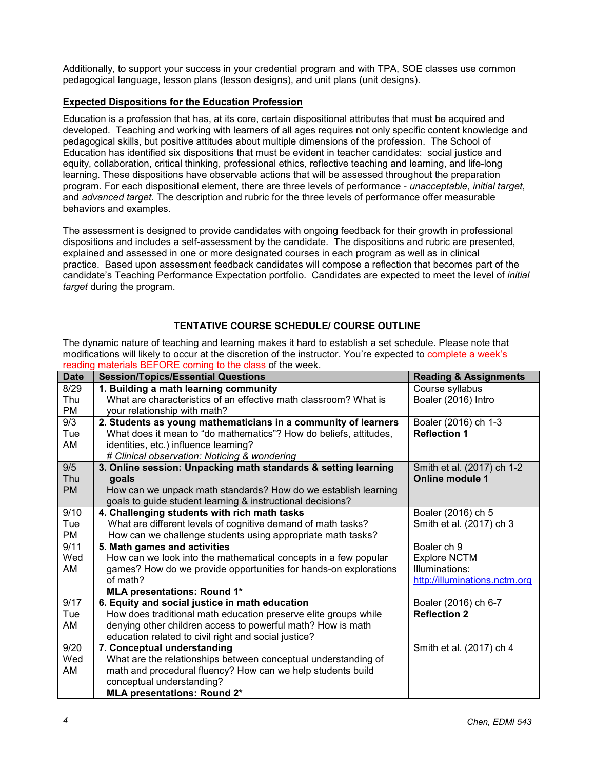Additionally, to support your success in your credential program and with TPA, SOE classes use common pedagogical language, lesson plans (lesson designs), and unit plans (unit designs).

**Expected Dispositions for the Education Profession**

Education is a profession that has, at its core, certain dispositional attributes that must be acquired and developed. Teaching and working with learners of all ages requires not only specific content knowledge and pedagogical skills, but positive attitudes about multiple dimensions of the profession. The School of Education has identified six dispositions that must be evident in teacher candidates: social justice and equity, collaboration, critical thinking, professional ethics, reflective teaching and learning, and life-long learning. These dispositions have observable actions that will be assessed throughout the preparation program. For each dispositional element, there are three levels of performance - *unacceptable*, *initial target*, and *advanced target*. The description and rubric for the three levels of performance offer measurable behaviors and examples.

The assessment is designed to provide candidates with ongoing feedback for their growth in professional dispositions and includes a self-assessment by the candidate. The dispositions and rubric are presented, explained and assessed in one or more designated courses in each program as well as in clinical practice. Based upon assessment feedback candidates will compose a reflection that becomes part of the candidate's Teaching Performance Expectation portfolio. Candidates are expected to meet the level of *initial target* during the program.

## TENTATIVE COURSE SCHEDULE/ COURSE OUTLINE

The dynamic nature of teaching and learning makes it hard to establish a set schedule. Please note that modifications will likely to occur at the discretion of the instructor. You're expected to complete a week's reading materials BEFORE coming to the class of the week.

| Date | Session/Topics/Essential Questions | Reading & Assignments |
|---|---|---|
| 8/29 Thu PM | **1. Building a math learning community** What are characteristics of an effective math classroom? What is your relationship with math? | Course syllabus Boaler (2016) Intro |
| 9/3 Tue AM | **2. Students as young mathematicians in a community of learners** What does it mean to "do mathematics"? How do beliefs, attitudes, identities, etc.) influence learning? *# Clinical observation: Noticing & wondering* | Boaler (2016) ch 1-3 **Reflection 1** |
| 9/5 Thu PM | **3. Online session: Unpacking math standards & setting learning goals** How can we unpack math standards? How do we establish learning goals to guide student learning & instructional decisions? | Smith et al. (2017) ch 1-2 **Online module 1** |
| 9/10 Tue PM | **4. Challenging students with rich math tasks** What are different levels of cognitive demand of math tasks? How can we challenge students using appropriate math tasks? | Boaler (2016) ch 5 Smith et al. (2017) ch 3 |
| 9/11 Wed AM | **5. Math games and activities** How can we look into the mathematical concepts in a few popular games? How do we provide opportunities for hands-on explorations of math? **MLA presentations: Round 1*** | Boaler ch 9 Explore NCTM Illuminations: http://illuminations.nctm.org |
| 9/17 Tue AM | **6. Equity and social justice in math education** How does traditional math education preserve elite groups while denying other children access to powerful math? How is math education related to civil right and social justice? | Boaler (2016) ch 6-7 **Reflection 2** |
| 9/20 Wed AM | **7. Conceptual understanding** What are the relationships between conceptual understanding of math and procedural fluency? How can we help students build conceptual understanding? **MLA presentations: Round 2*** | Smith et al. (2017) ch 4 |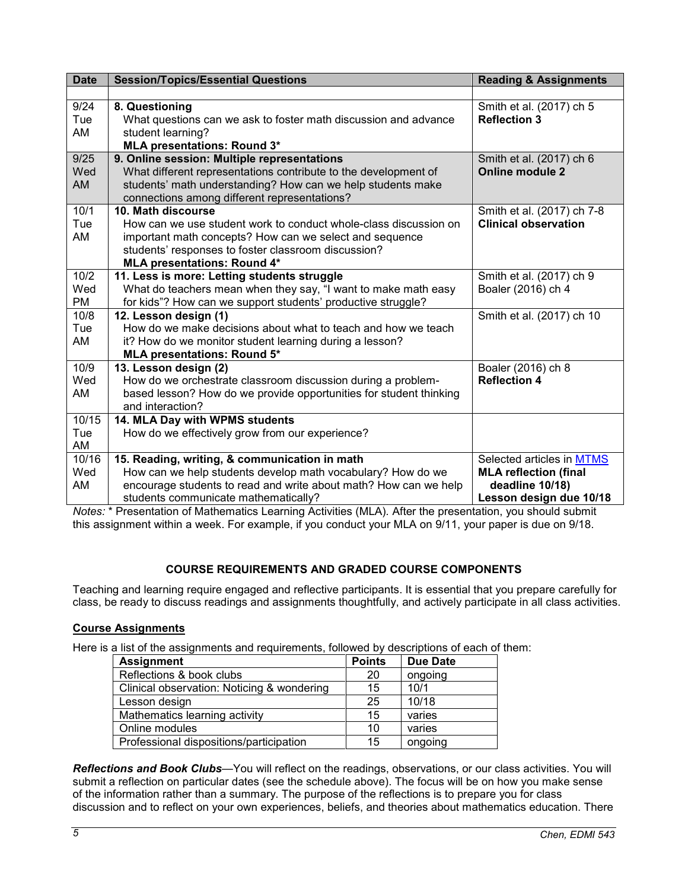| Date | Session/Topics/Essential Questions | Reading & Assignments |
|---|---|---|
| | | |
| 9/24 Tue AM | **8. Questioning** What questions can we ask to foster math discussion and advance student learning? **MLA presentations: Round 3*** | Smith et al. (2017) ch 5 **Reflection 3** |
| 9/25 Wed AM | **9. Online session: Multiple representations** What different representations contribute to the development of students' math understanding? How can we help students make connections among different representations? | Smith et al. (2017) ch 6 **Online module 2** |
| 10/1 Tue AM | **10. Math discourse** How can we use student work to conduct whole-class discussion on important math concepts? How can we select and sequence students' responses to foster classroom discussion? **MLA presentations: Round 4*** | Smith et al. (2017) ch 7-8 **Clinical observation** |
| 10/2 Wed PM | **11. Less is more: Letting students struggle** What do teachers mean when they say, "I want to make math easy for kids"? How can we support students' productive struggle? | Smith et al. (2017) ch 9 Boaler (2016) ch 4 |
| 10/8 Tue AM | **12. Lesson design (1)** How do we make decisions about what to teach and how we teach it? How do we monitor student learning during a lesson? **MLA presentations: Round 5*** | Smith et al. (2017) ch 10 |
| 10/9 Wed AM | **13. Lesson design (2)** How do we orchestrate classroom discussion during a problem-based lesson? How do we provide opportunities for student thinking and interaction? | Boaler (2016) ch 8 **Reflection 4** |
| 10/15 Tue AM | **14. MLA Day with WPMS students** How do we effectively grow from our experience? | |
| 10/16 Wed AM | **15. Reading, writing, & communication in math** How can we help students develop math vocabulary? How do we encourage students to read and write about math? How can we help students communicate mathematically? | Selected articles in MTMS **MLA reflection (final deadline 10/18)** **Lesson design due 10/18** |

*Notes:* * Presentation of Mathematics Learning Activities (MLA). After the presentation, you should submit this assignment within a week. For example, if you conduct your MLA on 9/11, your paper is due on 9/18.

## COURSE REQUIREMENTS AND GRADED COURSE COMPONENTS

Teaching and learning require engaged and reflective participants. It is essential that you prepare carefully for class, be ready to discuss readings and assignments thoughtfully, and actively participate in all class activities.

### Course Assignments

Here is a list of the assignments and requirements, followed by descriptions of each of them:

| Assignment | Points | Due Date |
|---|---|---|
| Reflections & book clubs | 20 | ongoing |
| Clinical observation: Noticing & wondering | 15 | 10/1 |
| Lesson design | 25 | 10/18 |
| Mathematics learning activity | 15 | varies |
| Online modules | 10 | varies |
| Professional dispositions/participation | 15 | ongoing |

***Reflections and Book Clubs***—You will reflect on the readings, observations, or our class activities. You will submit a reflection on particular dates (see the schedule above). The focus will be on how you make sense of the information rather than a summary. The purpose of the reflections is to prepare you for class discussion and to reflect on your own experiences, beliefs, and theories about mathematics education. There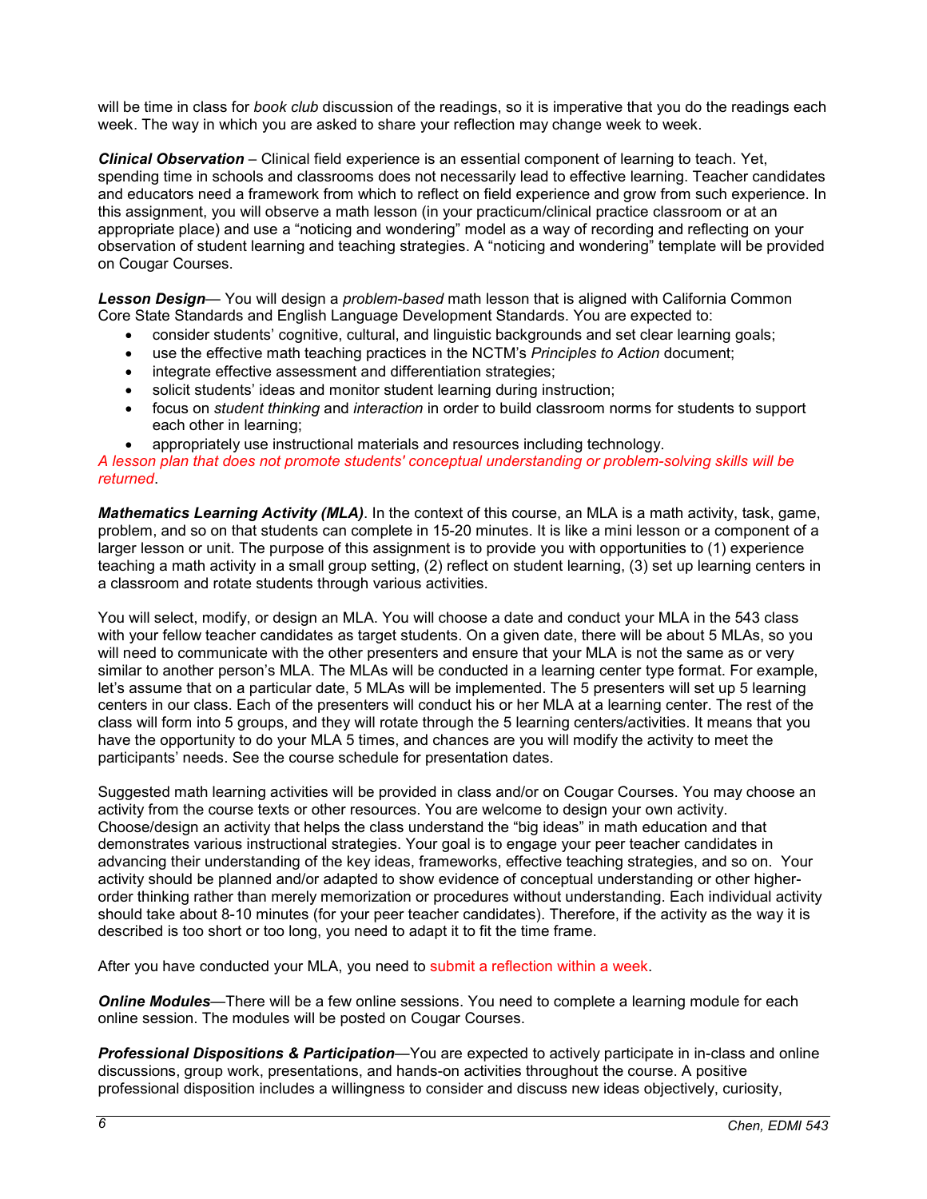will be time in class for *book club* discussion of the readings, so it is imperative that you do the readings each week. The way in which you are asked to share your reflection may change week to week.

***Clinical Observation*** – Clinical field experience is an essential component of learning to teach. Yet, spending time in schools and classrooms does not necessarily lead to effective learning. Teacher candidates and educators need a framework from which to reflect on field experience and grow from such experience. In this assignment, you will observe a math lesson (in your practicum/clinical practice classroom or at an appropriate place) and use a "noticing and wondering" model as a way of recording and reflecting on your observation of student learning and teaching strategies. A "noticing and wondering" template will be provided on Cougar Courses.

***Lesson Design***— You will design a *problem-based* math lesson that is aligned with California Common Core State Standards and English Language Development Standards. You are expected to:

- consider students' cognitive, cultural, and linguistic backgrounds and set clear learning goals;
- use the effective math teaching practices in the NCTM's *Principles to Action* document;
- integrate effective assessment and differentiation strategies;
- solicit students' ideas and monitor student learning during instruction;
- focus on *student thinking* and *interaction* in order to build classroom norms for students to support each other in learning;
- appropriately use instructional materials and resources including technology.

*A lesson plan that does not promote students' conceptual understanding or problem-solving skills will be returned*.

***Mathematics Learning Activity (MLA)***. In the context of this course, an MLA is a math activity, task, game, problem, and so on that students can complete in 15-20 minutes. It is like a mini lesson or a component of a larger lesson or unit. The purpose of this assignment is to provide you with opportunities to (1) experience teaching a math activity in a small group setting, (2) reflect on student learning, (3) set up learning centers in a classroom and rotate students through various activities.

You will select, modify, or design an MLA. You will choose a date and conduct your MLA in the 543 class with your fellow teacher candidates as target students. On a given date, there will be about 5 MLAs, so you will need to communicate with the other presenters and ensure that your MLA is not the same as or very similar to another person's MLA. The MLAs will be conducted in a learning center type format. For example, let's assume that on a particular date, 5 MLAs will be implemented. The 5 presenters will set up 5 learning centers in our class. Each of the presenters will conduct his or her MLA at a learning center. The rest of the class will form into 5 groups, and they will rotate through the 5 learning centers/activities. It means that you have the opportunity to do your MLA 5 times, and chances are you will modify the activity to meet the participants' needs. See the course schedule for presentation dates.

Suggested math learning activities will be provided in class and/or on Cougar Courses. You may choose an activity from the course texts or other resources. You are welcome to design your own activity. Choose/design an activity that helps the class understand the "big ideas" in math education and that demonstrates various instructional strategies. Your goal is to engage your peer teacher candidates in advancing their understanding of the key ideas, frameworks, effective teaching strategies, and so on. Your activity should be planned and/or adapted to show evidence of conceptual understanding or other higher-order thinking rather than merely memorization or procedures without understanding. Each individual activity should take about 8-10 minutes (for your peer teacher candidates). Therefore, if the activity as the way it is described is too short or too long, you need to adapt it to fit the time frame.

After you have conducted your MLA, you need to submit a reflection within a week.

***Online Modules***—There will be a few online sessions. You need to complete a learning module for each online session. The modules will be posted on Cougar Courses.

***Professional Dispositions & Participation***—You are expected to actively participate in in-class and online discussions, group work, presentations, and hands-on activities throughout the course. A positive professional disposition includes a willingness to consider and discuss new ideas objectively, curiosity,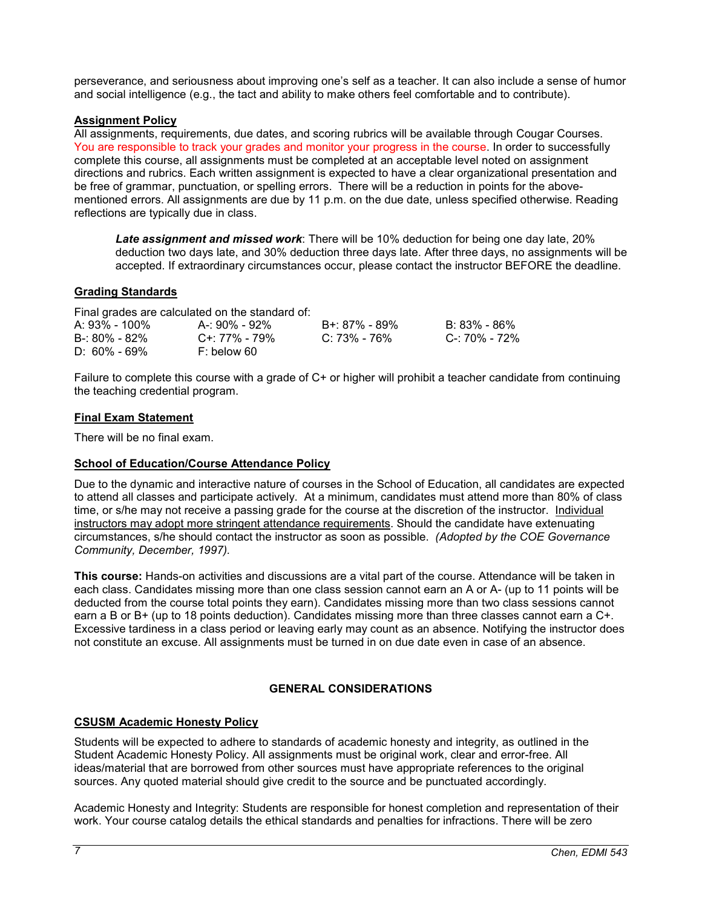perseverance, and seriousness about improving one's self as a teacher. It can also include a sense of humor and social intelligence (e.g., the tact and ability to make others feel comfortable and to contribute).

## Assignment Policy

All assignments, requirements, due dates, and scoring rubrics will be available through Cougar Courses. You are responsible to track your grades and monitor your progress in the course. In order to successfully complete this course, all assignments must be completed at an acceptable level noted on assignment directions and rubrics. Each written assignment is expected to have a clear organizational presentation and be free of grammar, punctuation, or spelling errors. There will be a reduction in points for the above-mentioned errors. All assignments are due by 11 p.m. on the due date, unless specified otherwise. Reading reflections are typically due in class.

> ***Late assignment and missed work***: There will be 10% deduction for being one day late, 20% deduction two days late, and 30% deduction three days late. After three days, no assignments will be accepted. If extraordinary circumstances occur, please contact the instructor BEFORE the deadline.

## Grading Standards

Final grades are calculated on the standard of:

| | | | |
|---|---|---|---|
| A: 93% - 100% | A-: 90% - 92% | B+: 87% - 89% | B: 83% - 86% |
| B-: 80% - 82% | C+: 77% - 79% | C: 73% - 76% | C-: 70% - 72% |
| D: 60% - 69% | F: below 60 | | |

Failure to complete this course with a grade of C+ or higher will prohibit a teacher candidate from continuing the teaching credential program.

## Final Exam Statement

There will be no final exam.

## School of Education/Course Attendance Policy

Due to the dynamic and interactive nature of courses in the School of Education, all candidates are expected to attend all classes and participate actively. At a minimum, candidates must attend more than 80% of class time, or s/he may not receive a passing grade for the course at the discretion of the instructor. Individual instructors may adopt more stringent attendance requirements. Should the candidate have extenuating circumstances, s/he should contact the instructor as soon as possible. *(Adopted by the COE Governance Community, December, 1997).*

**This course:** Hands-on activities and discussions are a vital part of the course. Attendance will be taken in each class. Candidates missing more than one class session cannot earn an A or A- (up to 11 points will be deducted from the course total points they earn). Candidates missing more than two class sessions cannot earn a B or B+ (up to 18 points deduction). Candidates missing more than three classes cannot earn a C+. Excessive tardiness in a class period or leaving early may count as an absence. Notifying the instructor does not constitute an excuse. All assignments must be turned in on due date even in case of an absence.

# GENERAL CONSIDERATIONS

## CSUSM Academic Honesty Policy

Students will be expected to adhere to standards of academic honesty and integrity, as outlined in the Student Academic Honesty Policy. All assignments must be original work, clear and error-free. All ideas/material that are borrowed from other sources must have appropriate references to the original sources. Any quoted material should give credit to the source and be punctuated accordingly.

Academic Honesty and Integrity: Students are responsible for honest completion and representation of their work. Your course catalog details the ethical standards and penalties for infractions. There will be zero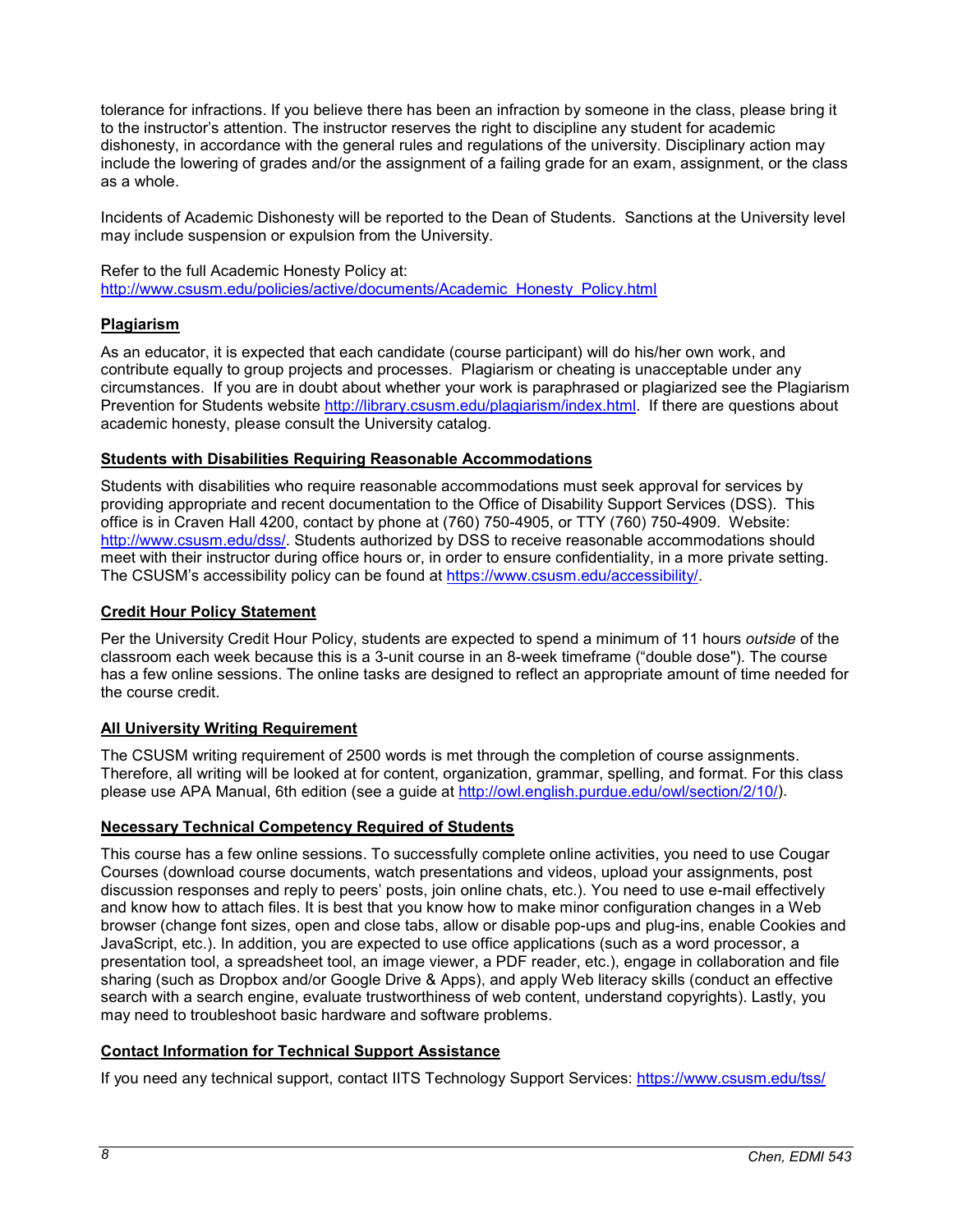tolerance for infractions. If you believe there has been an infraction by someone in the class, please bring it to the instructor's attention. The instructor reserves the right to discipline any student for academic dishonesty, in accordance with the general rules and regulations of the university. Disciplinary action may include the lowering of grades and/or the assignment of a failing grade for an exam, assignment, or the class as a whole.

Incidents of Academic Dishonesty will be reported to the Dean of Students. Sanctions at the University level may include suspension or expulsion from the University.

Refer to the full Academic Honesty Policy at:
http://www.csusm.edu/policies/active/documents/Academic_Honesty_Policy.html

## Plagiarism

As an educator, it is expected that each candidate (course participant) will do his/her own work, and contribute equally to group projects and processes. Plagiarism or cheating is unacceptable under any circumstances. If you are in doubt about whether your work is paraphrased or plagiarized see the Plagiarism Prevention for Students website http://library.csusm.edu/plagiarism/index.html. If there are questions about academic honesty, please consult the University catalog.

## Students with Disabilities Requiring Reasonable Accommodations

Students with disabilities who require reasonable accommodations must seek approval for services by providing appropriate and recent documentation to the Office of Disability Support Services (DSS). This office is in Craven Hall 4200, contact by phone at (760) 750-4905, or TTY (760) 750-4909. Website: http://www.csusm.edu/dss/. Students authorized by DSS to receive reasonable accommodations should meet with their instructor during office hours or, in order to ensure confidentiality, in a more private setting. The CSUSM's accessibility policy can be found at https://www.csusm.edu/accessibility/.

## Credit Hour Policy Statement

Per the University Credit Hour Policy, students are expected to spend a minimum of 11 hours *outside* of the classroom each week because this is a 3-unit course in an 8-week timeframe ("double dose"). The course has a few online sessions. The online tasks are designed to reflect an appropriate amount of time needed for the course credit.

## All University Writing Requirement

The CSUSM writing requirement of 2500 words is met through the completion of course assignments. Therefore, all writing will be looked at for content, organization, grammar, spelling, and format. For this class please use APA Manual, 6th edition (see a guide at http://owl.english.purdue.edu/owl/section/2/10/).

## Necessary Technical Competency Required of Students

This course has a few online sessions. To successfully complete online activities, you need to use Cougar Courses (download course documents, watch presentations and videos, upload your assignments, post discussion responses and reply to peers' posts, join online chats, etc.). You need to use e-mail effectively and know how to attach files. It is best that you know how to make minor configuration changes in a Web browser (change font sizes, open and close tabs, allow or disable pop-ups and plug-ins, enable Cookies and JavaScript, etc.). In addition, you are expected to use office applications (such as a word processor, a presentation tool, a spreadsheet tool, an image viewer, a PDF reader, etc.), engage in collaboration and file sharing (such as Dropbox and/or Google Drive & Apps), and apply Web literacy skills (conduct an effective search with a search engine, evaluate trustworthiness of web content, understand copyrights). Lastly, you may need to troubleshoot basic hardware and software problems.

## Contact Information for Technical Support Assistance

If you need any technical support, contact IITS Technology Support Services: https://www.csusm.edu/tss/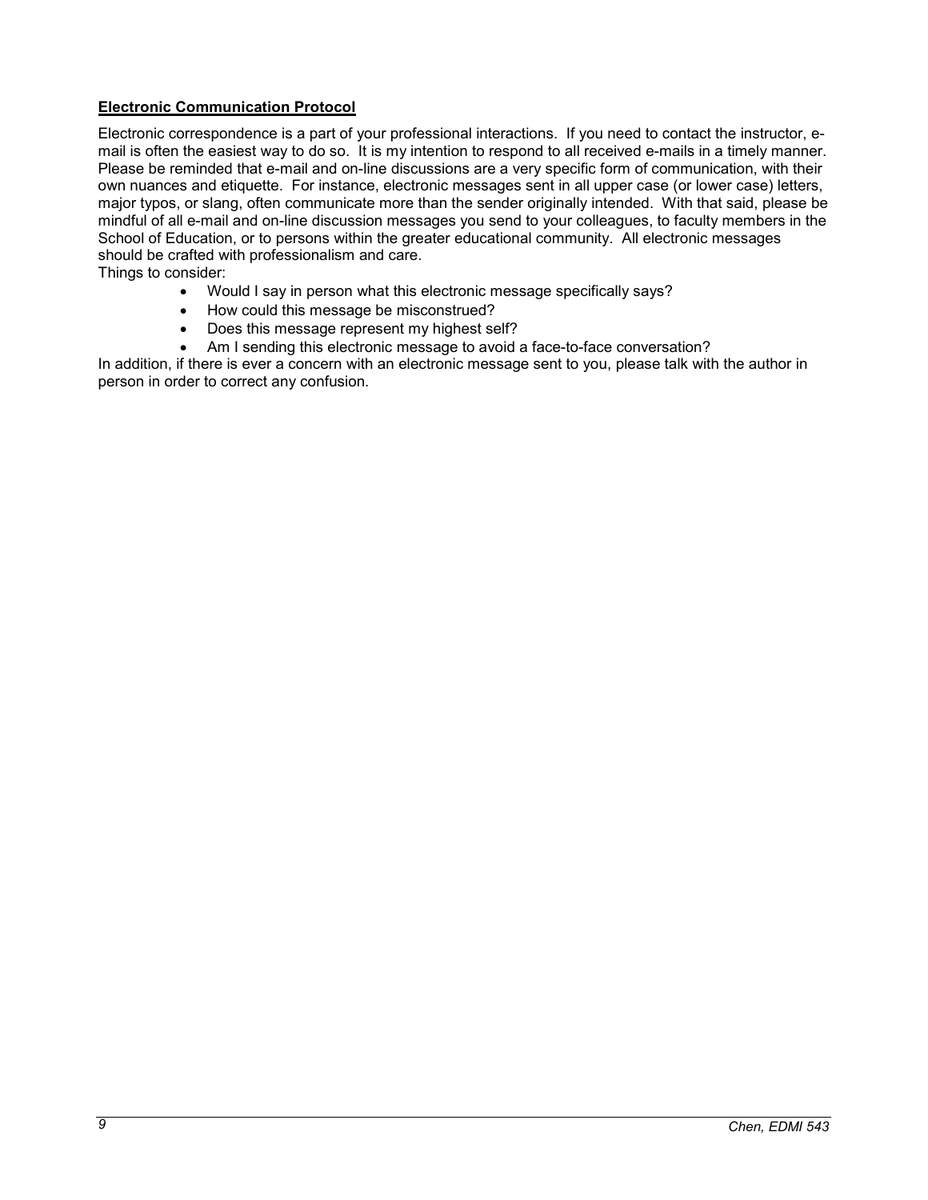**Electronic Communication Protocol**

Electronic correspondence is a part of your professional interactions. If you need to contact the instructor, e-mail is often the easiest way to do so. It is my intention to respond to all received e-mails in a timely manner. Please be reminded that e-mail and on-line discussions are a very specific form of communication, with their own nuances and etiquette. For instance, electronic messages sent in all upper case (or lower case) letters, major typos, or slang, often communicate more than the sender originally intended. With that said, please be mindful of all e-mail and on-line discussion messages you send to your colleagues, to faculty members in the School of Education, or to persons within the greater educational community. All electronic messages should be crafted with professionalism and care.

Things to consider:

- Would I say in person what this electronic message specifically says?
- How could this message be misconstrued?
- Does this message represent my highest self?
- Am I sending this electronic message to avoid a face-to-face conversation?

In addition, if there is ever a concern with an electronic message sent to you, please talk with the author in person in order to correct any confusion.